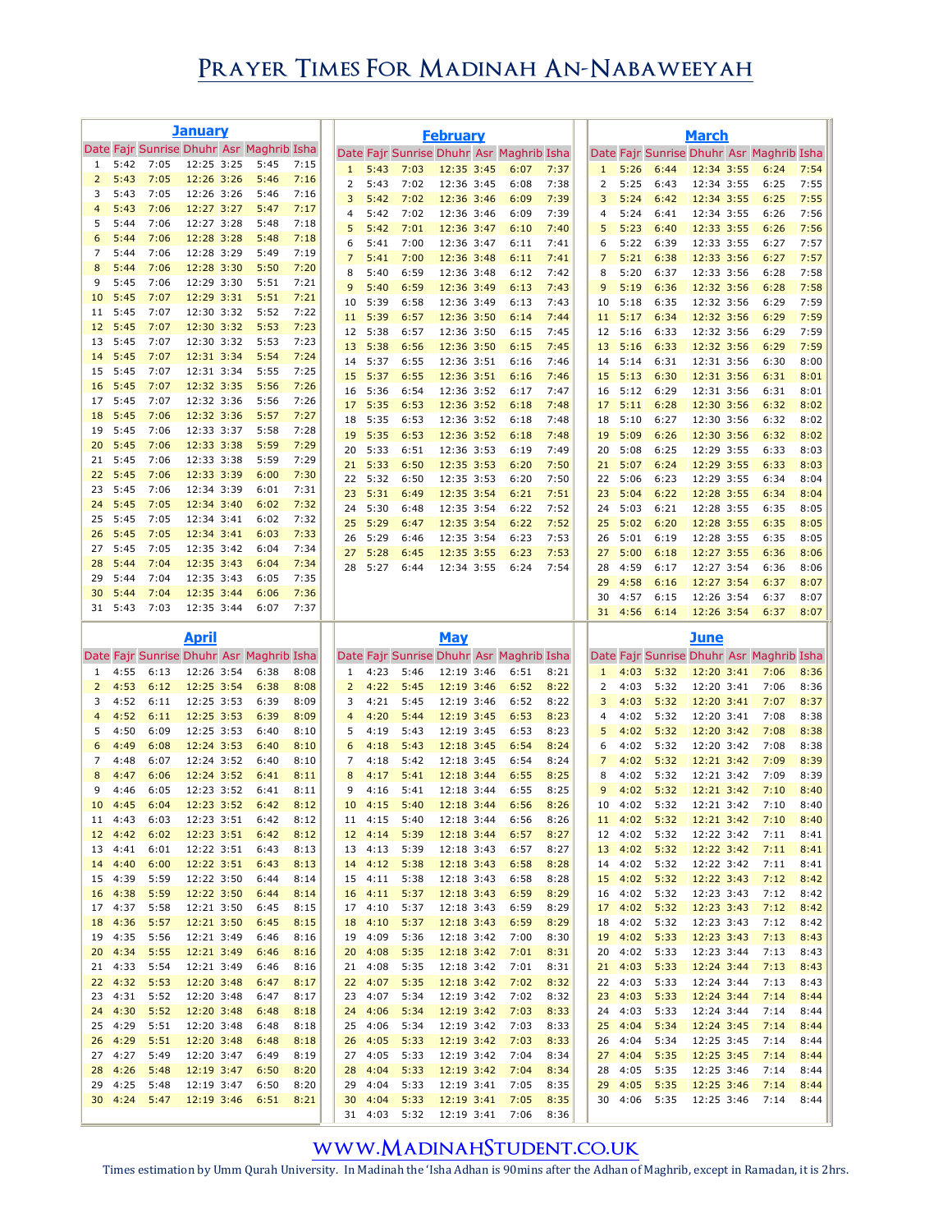# Prayer Times For Madinah An-Nabaweeyah

## January

| Date | Fajr | Sunrise | Dhuhr | Asr | Maghrib | Isha |
|---|---|---|---|---|---|---|
| 1 | 5:42 | 7:05 | 12:25 | 3:25 | 5:45 | 7:15 |
| 2 | 5:43 | 7:05 | 12:26 | 3:26 | 5:46 | 7:16 |
| 3 | 5:43 | 7:05 | 12:26 | 3:26 | 5:46 | 7:16 |
| 4 | 5:43 | 7:06 | 12:27 | 3:27 | 5:47 | 7:17 |
| 5 | 5:44 | 7:06 | 12:27 | 3:28 | 5:48 | 7:18 |
| 6 | 5:44 | 7:06 | 12:28 | 3:28 | 5:48 | 7:18 |
| 7 | 5:44 | 7:06 | 12:28 | 3:29 | 5:49 | 7:19 |
| 8 | 5:44 | 7:06 | 12:28 | 3:30 | 5:50 | 7:20 |
| 9 | 5:45 | 7:06 | 12:29 | 3:30 | 5:51 | 7:21 |
| 10 | 5:45 | 7:07 | 12:29 | 3:31 | 5:51 | 7:21 |
| 11 | 5:45 | 7:07 | 12:30 | 3:32 | 5:52 | 7:22 |
| 12 | 5:45 | 7:07 | 12:30 | 3:32 | 5:53 | 7:23 |
| 13 | 5:45 | 7:07 | 12:30 | 3:32 | 5:53 | 7:23 |
| 14 | 5:45 | 7:07 | 12:31 | 3:34 | 5:54 | 7:24 |
| 15 | 5:45 | 7:07 | 12:31 | 3:34 | 5:55 | 7:25 |
| 16 | 5:45 | 7:07 | 12:32 | 3:35 | 5:56 | 7:26 |
| 17 | 5:45 | 7:07 | 12:32 | 3:36 | 5:56 | 7:26 |
| 18 | 5:45 | 7:06 | 12:32 | 3:36 | 5:57 | 7:27 |
| 19 | 5:45 | 7:06 | 12:33 | 3:37 | 5:58 | 7:28 |
| 20 | 5:45 | 7:06 | 12:33 | 3:38 | 5:59 | 7:29 |
| 21 | 5:45 | 7:06 | 12:33 | 3:38 | 5:59 | 7:29 |
| 22 | 5:45 | 7:06 | 12:33 | 3:39 | 6:00 | 7:30 |
| 23 | 5:45 | 7:06 | 12:34 | 3:39 | 6:01 | 7:31 |
| 24 | 5:45 | 7:05 | 12:34 | 3:40 | 6:02 | 7:32 |
| 25 | 5:45 | 7:05 | 12:34 | 3:41 | 6:02 | 7:32 |
| 26 | 5:45 | 7:05 | 12:34 | 3:41 | 6:03 | 7:33 |
| 27 | 5:45 | 7:05 | 12:35 | 3:42 | 6:04 | 7:34 |
| 28 | 5:44 | 7:04 | 12:35 | 3:43 | 6:04 | 7:34 |
| 29 | 5:44 | 7:04 | 12:35 | 3:43 | 6:05 | 7:35 |
| 30 | 5:44 | 7:04 | 12:35 | 3:44 | 6:06 | 7:36 |
| 31 | 5:43 | 7:03 | 12:35 | 3:44 | 6:07 | 7:37 |

## February

| Date | Fajr | Sunrise | Dhuhr | Asr | Maghrib | Isha |
|---|---|---|---|---|---|---|
| 1 | 5:43 | 7:03 | 12:35 | 3:45 | 6:07 | 7:37 |
| 2 | 5:43 | 7:02 | 12:36 | 3:45 | 6:08 | 7:38 |
| 3 | 5:42 | 7:02 | 12:36 | 3:46 | 6:09 | 7:39 |
| 4 | 5:42 | 7:02 | 12:36 | 3:46 | 6:09 | 7:39 |
| 5 | 5:42 | 7:01 | 12:36 | 3:47 | 6:10 | 7:40 |
| 6 | 5:41 | 7:00 | 12:36 | 3:47 | 6:11 | 7:41 |
| 7 | 5:41 | 7:00 | 12:36 | 3:48 | 6:11 | 7:41 |
| 8 | 5:40 | 6:59 | 12:36 | 3:48 | 6:12 | 7:42 |
| 9 | 5:40 | 6:59 | 12:36 | 3:49 | 6:13 | 7:43 |
| 10 | 5:39 | 6:58 | 12:36 | 3:49 | 6:13 | 7:43 |
| 11 | 5:39 | 6:57 | 12:36 | 3:50 | 6:14 | 7:44 |
| 12 | 5:38 | 6:57 | 12:36 | 3:50 | 6:15 | 7:45 |
| 13 | 5:38 | 6:56 | 12:36 | 3:50 | 6:15 | 7:45 |
| 14 | 5:37 | 6:55 | 12:36 | 3:51 | 6:16 | 7:46 |
| 15 | 5:37 | 6:55 | 12:36 | 3:51 | 6:16 | 7:46 |
| 16 | 5:36 | 6:54 | 12:36 | 3:52 | 6:17 | 7:47 |
| 17 | 5:35 | 6:53 | 12:36 | 3:52 | 6:18 | 7:48 |
| 18 | 5:35 | 6:53 | 12:36 | 3:52 | 6:18 | 7:48 |
| 19 | 5:35 | 6:53 | 12:36 | 3:52 | 6:18 | 7:48 |
| 20 | 5:33 | 6:51 | 12:36 | 3:53 | 6:19 | 7:49 |
| 21 | 5:33 | 6:50 | 12:35 | 3:53 | 6:20 | 7:50 |
| 22 | 5:32 | 6:50 | 12:35 | 3:53 | 6:20 | 7:50 |
| 23 | 5:31 | 6:49 | 12:35 | 3:54 | 6:21 | 7:51 |
| 24 | 5:30 | 6:48 | 12:35 | 3:54 | 6:22 | 7:52 |
| 25 | 5:29 | 6:47 | 12:35 | 3:54 | 6:22 | 7:52 |
| 26 | 5:29 | 6:46 | 12:35 | 3:54 | 6:23 | 7:53 |
| 27 | 5:28 | 6:45 | 12:35 | 3:55 | 6:23 | 7:53 |
| 28 | 5:27 | 6:44 | 12:34 | 3:55 | 6:24 | 7:54 |

## March

| Date | Fajr | Sunrise | Dhuhr | Asr | Maghrib | Isha |
|---|---|---|---|---|---|---|
| 1 | 5:26 | 6:44 | 12:34 | 3:55 | 6:24 | 7:54 |
| 2 | 5:25 | 6:43 | 12:34 | 3:55 | 6:25 | 7:55 |
| 3 | 5:24 | 6:42 | 12:34 | 3:55 | 6:25 | 7:55 |
| 4 | 5:24 | 6:41 | 12:34 | 3:55 | 6:26 | 7:56 |
| 5 | 5:23 | 6:40 | 12:33 | 3:55 | 6:26 | 7:56 |
| 6 | 5:22 | 6:39 | 12:33 | 3:55 | 6:27 | 7:57 |
| 7 | 5:21 | 6:38 | 12:33 | 3:56 | 6:27 | 7:57 |
| 8 | 5:20 | 6:37 | 12:33 | 3:56 | 6:28 | 7:58 |
| 9 | 5:19 | 6:36 | 12:32 | 3:56 | 6:28 | 7:58 |
| 10 | 5:18 | 6:35 | 12:32 | 3:56 | 6:29 | 7:59 |
| 11 | 5:17 | 6:34 | 12:32 | 3:56 | 6:29 | 7:59 |
| 12 | 5:16 | 6:33 | 12:32 | 3:56 | 6:29 | 7:59 |
| 13 | 5:16 | 6:33 | 12:32 | 3:56 | 6:29 | 7:59 |
| 14 | 5:14 | 6:31 | 12:31 | 3:56 | 6:30 | 8:00 |
| 15 | 5:13 | 6:30 | 12:31 | 3:56 | 6:31 | 8:01 |
| 16 | 5:12 | 6:29 | 12:31 | 3:56 | 6:31 | 8:01 |
| 17 | 5:11 | 6:28 | 12:30 | 3:56 | 6:32 | 8:02 |
| 18 | 5:10 | 6:27 | 12:30 | 3:56 | 6:32 | 8:02 |
| 19 | 5:09 | 6:26 | 12:30 | 3:56 | 6:32 | 8:02 |
| 20 | 5:08 | 6:25 | 12:29 | 3:55 | 6:33 | 8:03 |
| 21 | 5:07 | 6:24 | 12:29 | 3:55 | 6:33 | 8:03 |
| 22 | 5:06 | 6:23 | 12:29 | 3:55 | 6:34 | 8:04 |
| 23 | 5:04 | 6:22 | 12:28 | 3:55 | 6:34 | 8:04 |
| 24 | 5:03 | 6:21 | 12:28 | 3:55 | 6:35 | 8:05 |
| 25 | 5:02 | 6:20 | 12:28 | 3:55 | 6:35 | 8:05 |
| 26 | 5:01 | 6:19 | 12:28 | 3:55 | 6:35 | 8:05 |
| 27 | 5:00 | 6:18 | 12:27 | 3:55 | 6:36 | 8:06 |
| 28 | 4:59 | 6:17 | 12:27 | 3:54 | 6:36 | 8:06 |
| 29 | 4:58 | 6:16 | 12:27 | 3:54 | 6:37 | 8:07 |
| 30 | 4:57 | 6:15 | 12:26 | 3:54 | 6:37 | 8:07 |
| 31 | 4:56 | 6:14 | 12:26 | 3:54 | 6:37 | 8:07 |

## April

| Date | Fajr | Sunrise | Dhuhr | Asr | Maghrib | Isha |
|---|---|---|---|---|---|---|
| 1 | 4:55 | 6:13 | 12:26 | 3:54 | 6:38 | 8:08 |
| 2 | 4:53 | 6:12 | 12:25 | 3:54 | 6:38 | 8:08 |
| 3 | 4:52 | 6:11 | 12:25 | 3:53 | 6:39 | 8:09 |
| 4 | 4:52 | 6:11 | 12:25 | 3:53 | 6:39 | 8:09 |
| 5 | 4:50 | 6:09 | 12:25 | 3:53 | 6:40 | 8:10 |
| 6 | 4:49 | 6:08 | 12:24 | 3:53 | 6:40 | 8:10 |
| 7 | 4:48 | 6:07 | 12:24 | 3:52 | 6:40 | 8:10 |
| 8 | 4:47 | 6:06 | 12:24 | 3:52 | 6:41 | 8:11 |
| 9 | 4:46 | 6:05 | 12:23 | 3:52 | 6:41 | 8:11 |
| 10 | 4:45 | 6:04 | 12:23 | 3:52 | 6:42 | 8:12 |
| 11 | 4:43 | 6:03 | 12:23 | 3:51 | 6:42 | 8:12 |
| 12 | 4:42 | 6:02 | 12:23 | 3:51 | 6:42 | 8:12 |
| 13 | 4:41 | 6:01 | 12:22 | 3:51 | 6:43 | 8:13 |
| 14 | 4:40 | 6:00 | 12:22 | 3:51 | 6:43 | 8:13 |
| 15 | 4:39 | 5:59 | 12:22 | 3:50 | 6:44 | 8:14 |
| 16 | 4:38 | 5:59 | 12:22 | 3:50 | 6:44 | 8:14 |
| 17 | 4:37 | 5:58 | 12:21 | 3:50 | 6:45 | 8:15 |
| 18 | 4:36 | 5:57 | 12:21 | 3:50 | 6:45 | 8:15 |
| 19 | 4:35 | 5:56 | 12:21 | 3:49 | 6:46 | 8:16 |
| 20 | 4:34 | 5:55 | 12:21 | 3:49 | 6:46 | 8:16 |
| 21 | 4:33 | 5:54 | 12:21 | 3:49 | 6:46 | 8:16 |
| 22 | 4:32 | 5:53 | 12:20 | 3:48 | 6:47 | 8:17 |
| 23 | 4:31 | 5:52 | 12:20 | 3:48 | 6:47 | 8:17 |
| 24 | 4:30 | 5:52 | 12:20 | 3:48 | 6:48 | 8:18 |
| 25 | 4:29 | 5:51 | 12:20 | 3:48 | 6:48 | 8:18 |
| 26 | 4:29 | 5:51 | 12:20 | 3:48 | 6:48 | 8:18 |
| 27 | 4:27 | 5:49 | 12:20 | 3:47 | 6:49 | 8:19 |
| 28 | 4:26 | 5:48 | 12:19 | 3:47 | 6:50 | 8:20 |
| 29 | 4:25 | 5:48 | 12:19 | 3:47 | 6:50 | 8:20 |
| 30 | 4:24 | 5:47 | 12:19 | 3:46 | 6:51 | 8:21 |

## May

| Date | Fajr | Sunrise | Dhuhr | Asr | Maghrib | Isha |
|---|---|---|---|---|---|---|
| 1 | 4:23 | 5:46 | 12:19 | 3:46 | 6:51 | 8:21 |
| 2 | 4:22 | 5:45 | 12:19 | 3:46 | 6:52 | 8:22 |
| 3 | 4:21 | 5:45 | 12:19 | 3:46 | 6:52 | 8:22 |
| 4 | 4:20 | 5:44 | 12:19 | 3:45 | 6:53 | 8:23 |
| 5 | 4:19 | 5:43 | 12:19 | 3:45 | 6:53 | 8:23 |
| 6 | 4:18 | 5:43 | 12:18 | 3:45 | 6:54 | 8:24 |
| 7 | 4:18 | 5:42 | 12:18 | 3:45 | 6:54 | 8:24 |
| 8 | 4:17 | 5:41 | 12:18 | 3:44 | 6:55 | 8:25 |
| 9 | 4:16 | 5:41 | 12:18 | 3:44 | 6:55 | 8:25 |
| 10 | 4:15 | 5:40 | 12:18 | 3:44 | 6:56 | 8:26 |
| 11 | 4:15 | 5:40 | 12:18 | 3:44 | 6:56 | 8:26 |
| 12 | 4:14 | 5:39 | 12:18 | 3:44 | 6:57 | 8:27 |
| 13 | 4:13 | 5:39 | 12:18 | 3:43 | 6:57 | 8:27 |
| 14 | 4:12 | 5:38 | 12:18 | 3:43 | 6:58 | 8:28 |
| 15 | 4:11 | 5:38 | 12:18 | 3:43 | 6:58 | 8:28 |
| 16 | 4:11 | 5:37 | 12:18 | 3:43 | 6:59 | 8:29 |
| 17 | 4:10 | 5:37 | 12:18 | 3:43 | 6:59 | 8:29 |
| 18 | 4:10 | 5:37 | 12:18 | 3:43 | 6:59 | 8:29 |
| 19 | 4:09 | 5:36 | 12:18 | 3:42 | 7:00 | 8:30 |
| 20 | 4:08 | 5:35 | 12:18 | 3:42 | 7:01 | 8:31 |
| 21 | 4:08 | 5:35 | 12:18 | 3:42 | 7:01 | 8:31 |
| 22 | 4:07 | 5:35 | 12:18 | 3:42 | 7:02 | 8:32 |
| 23 | 4:07 | 5:34 | 12:19 | 3:42 | 7:02 | 8:32 |
| 24 | 4:06 | 5:34 | 12:19 | 3:42 | 7:03 | 8:33 |
| 25 | 4:06 | 5:34 | 12:19 | 3:42 | 7:03 | 8:33 |
| 26 | 4:05 | 5:33 | 12:19 | 3:42 | 7:03 | 8:33 |
| 27 | 4:05 | 5:33 | 12:19 | 3:42 | 7:04 | 8:34 |
| 28 | 4:04 | 5:33 | 12:19 | 3:42 | 7:04 | 8:34 |
| 29 | 4:04 | 5:33 | 12:19 | 3:41 | 7:05 | 8:35 |
| 30 | 4:04 | 5:33 | 12:19 | 3:41 | 7:05 | 8:35 |
| 31 | 4:03 | 5:32 | 12:19 | 3:41 | 7:06 | 8:36 |

## June

| Date | Fajr | Sunrise | Dhuhr | Asr | Maghrib | Isha |
|---|---|---|---|---|---|---|
| 1 | 4:03 | 5:32 | 12:20 | 3:41 | 7:06 | 8:36 |
| 2 | 4:03 | 5:32 | 12:20 | 3:41 | 7:06 | 8:36 |
| 3 | 4:03 | 5:32 | 12:20 | 3:41 | 7:07 | 8:37 |
| 4 | 4:02 | 5:32 | 12:20 | 3:41 | 7:08 | 8:38 |
| 5 | 4:02 | 5:32 | 12:20 | 3:42 | 7:08 | 8:38 |
| 6 | 4:02 | 5:32 | 12:20 | 3:42 | 7:08 | 8:38 |
| 7 | 4:02 | 5:32 | 12:21 | 3:42 | 7:09 | 8:39 |
| 8 | 4:02 | 5:32 | 12:21 | 3:42 | 7:09 | 8:39 |
| 9 | 4:02 | 5:32 | 12:21 | 3:42 | 7:10 | 8:40 |
| 10 | 4:02 | 5:32 | 12:21 | 3:42 | 7:10 | 8:40 |
| 11 | 4:02 | 5:32 | 12:21 | 3:42 | 7:10 | 8:40 |
| 12 | 4:02 | 5:32 | 12:22 | 3:42 | 7:11 | 8:41 |
| 13 | 4:02 | 5:32 | 12:22 | 3:42 | 7:11 | 8:41 |
| 14 | 4:02 | 5:32 | 12:22 | 3:42 | 7:11 | 8:41 |
| 15 | 4:02 | 5:32 | 12:22 | 3:43 | 7:12 | 8:42 |
| 16 | 4:02 | 5:32 | 12:23 | 3:43 | 7:12 | 8:42 |
| 17 | 4:02 | 5:32 | 12:23 | 3:43 | 7:12 | 8:42 |
| 18 | 4:02 | 5:32 | 12:23 | 3:43 | 7:12 | 8:42 |
| 19 | 4:02 | 5:33 | 12:23 | 3:43 | 7:13 | 8:43 |
| 20 | 4:02 | 5:33 | 12:23 | 3:44 | 7:13 | 8:43 |
| 21 | 4:03 | 5:33 | 12:24 | 3:44 | 7:13 | 8:43 |
| 22 | 4:03 | 5:33 | 12:24 | 3:44 | 7:13 | 8:43 |
| 23 | 4:03 | 5:33 | 12:24 | 3:44 | 7:14 | 8:44 |
| 24 | 4:03 | 5:33 | 12:24 | 3:44 | 7:14 | 8:44 |
| 25 | 4:04 | 5:34 | 12:24 | 3:45 | 7:14 | 8:44 |
| 26 | 4:04 | 5:34 | 12:25 | 3:45 | 7:14 | 8:44 |
| 27 | 4:04 | 5:35 | 12:25 | 3:45 | 7:14 | 8:44 |
| 28 | 4:05 | 5:35 | 12:25 | 3:46 | 7:14 | 8:44 |
| 29 | 4:05 | 5:35 | 12:25 | 3:46 | 7:14 | 8:44 |
| 30 | 4:06 | 5:35 | 12:25 | 3:46 | 7:14 | 8:44 |

www.MadinahStudent.co.uk

Times estimation by Umm Qurah University. In Madinah the 'Isha Adhan is 90mins after the Adhan of Maghrib, except in Ramadan, it is 2hrs.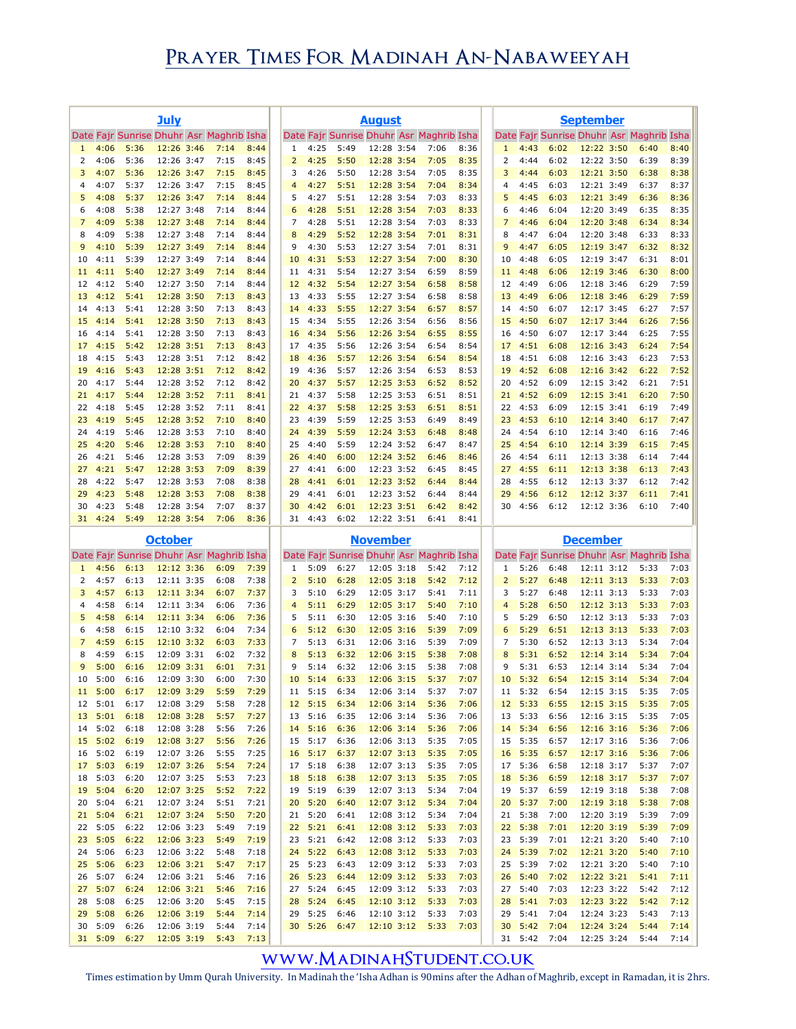# Prayer Times For Madinah An-Nabaweeyah

## July

| Date | Fajr | Sunrise | Dhuhr | Asr | Maghrib | Isha |
|---|---|---|---|---|---|---|
| 1 | 4:06 | 5:36 | 12:26 | 3:46 | 7:14 | 8:44 |
| 2 | 4:06 | 5:36 | 12:26 | 3:47 | 7:15 | 8:45 |
| 3 | 4:07 | 5:36 | 12:26 | 3:47 | 7:15 | 8:45 |
| 4 | 4:07 | 5:37 | 12:26 | 3:47 | 7:15 | 8:45 |
| 5 | 4:08 | 5:37 | 12:26 | 3:47 | 7:14 | 8:44 |
| 6 | 4:08 | 5:38 | 12:27 | 3:48 | 7:14 | 8:44 |
| 7 | 4:09 | 5:38 | 12:27 | 3:48 | 7:14 | 8:44 |
| 8 | 4:09 | 5:38 | 12:27 | 3:48 | 7:14 | 8:44 |
| 9 | 4:10 | 5:39 | 12:27 | 3:49 | 7:14 | 8:44 |
| 10 | 4:11 | 5:39 | 12:27 | 3:49 | 7:14 | 8:44 |
| 11 | 4:11 | 5:40 | 12:27 | 3:49 | 7:14 | 8:44 |
| 12 | 4:12 | 5:40 | 12:27 | 3:50 | 7:14 | 8:44 |
| 13 | 4:12 | 5:41 | 12:28 | 3:50 | 7:13 | 8:43 |
| 14 | 4:13 | 5:41 | 12:28 | 3:50 | 7:13 | 8:43 |
| 15 | 4:14 | 5:41 | 12:28 | 3:50 | 7:13 | 8:43 |
| 16 | 4:14 | 5:41 | 12:28 | 3:50 | 7:13 | 8:43 |
| 17 | 4:15 | 5:42 | 12:28 | 3:51 | 7:13 | 8:43 |
| 18 | 4:15 | 5:43 | 12:28 | 3:51 | 7:12 | 8:42 |
| 19 | 4:16 | 5:43 | 12:28 | 3:51 | 7:12 | 8:42 |
| 20 | 4:17 | 5:44 | 12:28 | 3:52 | 7:12 | 8:42 |
| 21 | 4:17 | 5:44 | 12:28 | 3:52 | 7:11 | 8:41 |
| 22 | 4:18 | 5:45 | 12:28 | 3:52 | 7:11 | 8:41 |
| 23 | 4:19 | 5:45 | 12:28 | 3:52 | 7:10 | 8:40 |
| 24 | 4:19 | 5:46 | 12:28 | 3:53 | 7:10 | 8:40 |
| 25 | 4:20 | 5:46 | 12:28 | 3:53 | 7:10 | 8:40 |
| 26 | 4:21 | 5:46 | 12:28 | 3:53 | 7:09 | 8:39 |
| 27 | 4:21 | 5:47 | 12:28 | 3:53 | 7:09 | 8:39 |
| 28 | 4:22 | 5:47 | 12:28 | 3:53 | 7:08 | 8:38 |
| 29 | 4:23 | 5:48 | 12:28 | 3:53 | 7:08 | 8:38 |
| 30 | 4:23 | 5:48 | 12:28 | 3:54 | 7:07 | 8:37 |
| 31 | 4:24 | 5:49 | 12:28 | 3:54 | 7:06 | 8:36 |

## August

| Date | Fajr | Sunrise | Dhuhr | Asr | Maghrib | Isha |
|---|---|---|---|---|---|---|
| 1 | 4:25 | 5:49 | 12:28 | 3:54 | 7:06 | 8:36 |
| 2 | 4:25 | 5:50 | 12:28 | 3:54 | 7:05 | 8:35 |
| 3 | 4:26 | 5:50 | 12:28 | 3:54 | 7:05 | 8:35 |
| 4 | 4:27 | 5:51 | 12:28 | 3:54 | 7:04 | 8:34 |
| 5 | 4:27 | 5:51 | 12:28 | 3:54 | 7:03 | 8:33 |
| 6 | 4:28 | 5:51 | 12:28 | 3:54 | 7:03 | 8:33 |
| 7 | 4:28 | 5:51 | 12:28 | 3:54 | 7:03 | 8:33 |
| 8 | 4:29 | 5:52 | 12:28 | 3:54 | 7:01 | 8:31 |
| 9 | 4:30 | 5:53 | 12:27 | 3:54 | 7:01 | 8:31 |
| 10 | 4:31 | 5:53 | 12:27 | 3:54 | 7:00 | 8:30 |
| 11 | 4:31 | 5:54 | 12:27 | 3:54 | 6:59 | 8:59 |
| 12 | 4:32 | 5:54 | 12:27 | 3:54 | 6:58 | 8:58 |
| 13 | 4:33 | 5:55 | 12:27 | 3:54 | 6:58 | 8:58 |
| 14 | 4:33 | 5:55 | 12:27 | 3:54 | 6:57 | 8:57 |
| 15 | 4:34 | 5:55 | 12:26 | 3:54 | 6:56 | 8:56 |
| 16 | 4:34 | 5:56 | 12:26 | 3:54 | 6:55 | 8:55 |
| 17 | 4:35 | 5:56 | 12:26 | 3:54 | 6:54 | 8:54 |
| 18 | 4:36 | 5:57 | 12:26 | 3:54 | 6:54 | 8:54 |
| 19 | 4:36 | 5:57 | 12:26 | 3:54 | 6:53 | 8:53 |
| 20 | 4:37 | 5:57 | 12:25 | 3:53 | 6:52 | 8:52 |
| 21 | 4:37 | 5:58 | 12:25 | 3:53 | 6:51 | 8:51 |
| 22 | 4:37 | 5:58 | 12:25 | 3:53 | 6:51 | 8:51 |
| 23 | 4:39 | 5:59 | 12:25 | 3:53 | 6:49 | 8:49 |
| 24 | 4:39 | 5:59 | 12:24 | 3:53 | 6:48 | 8:48 |
| 25 | 4:40 | 5:59 | 12:24 | 3:52 | 6:47 | 8:47 |
| 26 | 4:40 | 6:00 | 12:24 | 3:52 | 6:46 | 8:46 |
| 27 | 4:41 | 6:00 | 12:23 | 3:52 | 6:45 | 8:45 |
| 28 | 4:41 | 6:01 | 12:23 | 3:52 | 6:44 | 8:44 |
| 29 | 4:41 | 6:01 | 12:23 | 3:52 | 6:44 | 8:44 |
| 30 | 4:42 | 6:01 | 12:23 | 3:51 | 6:42 | 8:42 |
| 31 | 4:43 | 6:02 | 12:22 | 3:51 | 6:41 | 8:41 |

## September

| Date | Fajr | Sunrise | Dhuhr | Asr | Maghrib | Isha |
|---|---|---|---|---|---|---|
| 1 | 4:43 | 6:02 | 12:22 | 3:50 | 6:40 | 8:40 |
| 2 | 4:44 | 6:02 | 12:22 | 3:50 | 6:39 | 8:39 |
| 3 | 4:44 | 6:03 | 12:21 | 3:50 | 6:38 | 8:38 |
| 4 | 4:45 | 6:03 | 12:21 | 3:49 | 6:37 | 8:37 |
| 5 | 4:45 | 6:03 | 12:21 | 3:49 | 6:36 | 8:36 |
| 6 | 4:46 | 6:04 | 12:20 | 3:49 | 6:35 | 8:35 |
| 7 | 4:46 | 6:04 | 12:20 | 3:48 | 6:34 | 8:34 |
| 8 | 4:47 | 6:04 | 12:20 | 3:48 | 6:33 | 8:33 |
| 9 | 4:47 | 6:05 | 12:19 | 3:47 | 6:32 | 8:32 |
| 10 | 4:48 | 6:05 | 12:19 | 3:47 | 6:31 | 8:01 |
| 11 | 4:48 | 6:06 | 12:19 | 3:46 | 6:30 | 8:00 |
| 12 | 4:49 | 6:06 | 12:18 | 3:46 | 6:29 | 7:59 |
| 13 | 4:49 | 6:06 | 12:18 | 3:46 | 6:29 | 7:59 |
| 14 | 4:50 | 6:07 | 12:17 | 3:45 | 6:27 | 7:57 |
| 15 | 4:50 | 6:07 | 12:17 | 3:44 | 6:26 | 7:56 |
| 16 | 4:50 | 6:07 | 12:17 | 3:44 | 6:25 | 7:55 |
| 17 | 4:51 | 6:08 | 12:16 | 3:43 | 6:24 | 7:54 |
| 18 | 4:51 | 6:08 | 12:16 | 3:43 | 6:23 | 7:53 |
| 19 | 4:52 | 6:08 | 12:16 | 3:42 | 6:22 | 7:52 |
| 20 | 4:52 | 6:09 | 12:15 | 3:42 | 6:21 | 7:51 |
| 21 | 4:52 | 6:09 | 12:15 | 3:41 | 6:20 | 7:50 |
| 22 | 4:53 | 6:09 | 12:15 | 3:41 | 6:19 | 7:49 |
| 23 | 4:53 | 6:10 | 12:14 | 3:40 | 6:17 | 7:47 |
| 24 | 4:54 | 6:10 | 12:14 | 3:40 | 6:16 | 7:46 |
| 25 | 4:54 | 6:10 | 12:14 | 3:39 | 6:15 | 7:45 |
| 26 | 4:54 | 6:11 | 12:13 | 3:38 | 6:14 | 7:44 |
| 27 | 4:55 | 6:11 | 12:13 | 3:38 | 6:13 | 7:43 |
| 28 | 4:55 | 6:12 | 12:13 | 3:37 | 6:12 | 7:42 |
| 29 | 4:56 | 6:12 | 12:12 | 3:37 | 6:11 | 7:41 |
| 30 | 4:56 | 6:12 | 12:12 | 3:36 | 6:10 | 7:40 |

## October

| Date | Fajr | Sunrise | Dhuhr | Asr | Maghrib | Isha |
|---|---|---|---|---|---|---|
| 1 | 4:56 | 6:13 | 12:12 | 3:36 | 6:09 | 7:39 |
| 2 | 4:57 | 6:13 | 12:11 | 3:35 | 6:08 | 7:38 |
| 3 | 4:57 | 6:13 | 12:11 | 3:34 | 6:07 | 7:37 |
| 4 | 4:58 | 6:14 | 12:11 | 3:34 | 6:06 | 7:36 |
| 5 | 4:58 | 6:14 | 12:11 | 3:34 | 6:06 | 7:36 |
| 6 | 4:58 | 6:15 | 12:10 | 3:32 | 6:04 | 7:34 |
| 7 | 4:59 | 6:15 | 12:10 | 3:32 | 6:03 | 7:33 |
| 8 | 4:59 | 6:15 | 12:09 | 3:31 | 6:02 | 7:32 |
| 9 | 5:00 | 6:16 | 12:09 | 3:31 | 6:01 | 7:31 |
| 10 | 5:00 | 6:16 | 12:09 | 3:30 | 6:00 | 7:30 |
| 11 | 5:00 | 6:17 | 12:09 | 3:29 | 5:59 | 7:29 |
| 12 | 5:01 | 6:17 | 12:08 | 3:29 | 5:58 | 7:28 |
| 13 | 5:01 | 6:18 | 12:08 | 3:28 | 5:57 | 7:27 |
| 14 | 5:02 | 6:18 | 12:08 | 3:28 | 5:56 | 7:26 |
| 15 | 5:02 | 6:19 | 12:08 | 3:27 | 5:56 | 7:26 |
| 16 | 5:02 | 6:19 | 12:07 | 3:26 | 5:55 | 7:25 |
| 17 | 5:03 | 6:19 | 12:07 | 3:26 | 5:54 | 7:24 |
| 18 | 5:03 | 6:20 | 12:07 | 3:25 | 5:53 | 7:23 |
| 19 | 5:04 | 6:20 | 12:07 | 3:25 | 5:52 | 7:22 |
| 20 | 5:04 | 6:21 | 12:07 | 3:24 | 5:51 | 7:21 |
| 21 | 5:04 | 6:21 | 12:07 | 3:24 | 5:50 | 7:20 |
| 22 | 5:05 | 6:22 | 12:06 | 3:23 | 5:49 | 7:19 |
| 23 | 5:05 | 6:22 | 12:06 | 3:23 | 5:49 | 7:19 |
| 24 | 5:06 | 6:23 | 12:06 | 3:22 | 5:48 | 7:18 |
| 25 | 5:06 | 6:23 | 12:06 | 3:21 | 5:47 | 7:17 |
| 26 | 5:07 | 6:24 | 12:06 | 3:21 | 5:46 | 7:16 |
| 27 | 5:07 | 6:24 | 12:06 | 3:21 | 5:46 | 7:16 |
| 28 | 5:08 | 6:25 | 12:06 | 3:20 | 5:45 | 7:15 |
| 29 | 5:08 | 6:26 | 12:06 | 3:19 | 5:44 | 7:14 |
| 30 | 5:09 | 6:26 | 12:06 | 3:19 | 5:44 | 7:14 |
| 31 | 5:09 | 6:27 | 12:05 | 3:19 | 5:43 | 7:13 |

## November

| Date | Fajr | Sunrise | Dhuhr | Asr | Maghrib | Isha |
|---|---|---|---|---|---|---|
| 1 | 5:09 | 6:27 | 12:05 | 3:18 | 5:42 | 7:12 |
| 2 | 5:10 | 6:28 | 12:05 | 3:18 | 5:42 | 7:12 |
| 3 | 5:10 | 6:29 | 12:05 | 3:17 | 5:41 | 7:11 |
| 4 | 5:11 | 6:29 | 12:05 | 3:17 | 5:40 | 7:10 |
| 5 | 5:11 | 6:30 | 12:05 | 3:16 | 5:40 | 7:10 |
| 6 | 5:12 | 6:30 | 12:05 | 3:16 | 5:39 | 7:09 |
| 7 | 5:13 | 6:31 | 12:06 | 3:16 | 5:39 | 7:09 |
| 8 | 5:13 | 6:32 | 12:06 | 3:15 | 5:38 | 7:08 |
| 9 | 5:14 | 6:32 | 12:06 | 3:15 | 5:38 | 7:08 |
| 10 | 5:14 | 6:33 | 12:06 | 3:15 | 5:37 | 7:07 |
| 11 | 5:15 | 6:34 | 12:06 | 3:14 | 5:37 | 7:07 |
| 12 | 5:15 | 6:34 | 12:06 | 3:14 | 5:36 | 7:06 |
| 13 | 5:16 | 6:35 | 12:06 | 3:14 | 5:36 | 7:06 |
| 14 | 5:16 | 6:36 | 12:06 | 3:14 | 5:36 | 7:06 |
| 15 | 5:17 | 6:36 | 12:06 | 3:13 | 5:35 | 7:05 |
| 16 | 5:17 | 6:37 | 12:07 | 3:13 | 5:35 | 7:05 |
| 17 | 5:18 | 6:38 | 12:07 | 3:13 | 5:35 | 7:05 |
| 18 | 5:18 | 6:38 | 12:07 | 3:13 | 5:35 | 7:05 |
| 19 | 5:19 | 6:39 | 12:07 | 3:13 | 5:34 | 7:04 |
| 20 | 5:20 | 6:40 | 12:07 | 3:12 | 5:34 | 7:04 |
| 21 | 5:20 | 6:41 | 12:08 | 3:12 | 5:34 | 7:04 |
| 22 | 5:21 | 6:41 | 12:08 | 3:12 | 5:33 | 7:03 |
| 23 | 5:21 | 6:42 | 12:08 | 3:12 | 5:33 | 7:03 |
| 24 | 5:22 | 6:43 | 12:08 | 3:12 | 5:33 | 7:03 |
| 25 | 5:23 | 6:43 | 12:09 | 3:12 | 5:33 | 7:03 |
| 26 | 5:23 | 6:44 | 12:09 | 3:12 | 5:33 | 7:03 |
| 27 | 5:24 | 6:45 | 12:09 | 3:12 | 5:33 | 7:03 |
| 28 | 5:24 | 6:45 | 12:10 | 3:12 | 5:33 | 7:03 |
| 29 | 5:25 | 6:46 | 12:10 | 3:12 | 5:33 | 7:03 |
| 30 | 5:26 | 6:47 | 12:10 | 3:12 | 5:33 | 7:03 |

## December

| Date | Fajr | Sunrise | Dhuhr | Asr | Maghrib | Isha |
|---|---|---|---|---|---|---|
| 1 | 5:26 | 6:48 | 12:11 | 3:12 | 5:33 | 7:03 |
| 2 | 5:27 | 6:48 | 12:11 | 3:13 | 5:33 | 7:03 |
| 3 | 5:27 | 6:48 | 12:11 | 3:13 | 5:33 | 7:03 |
| 4 | 5:28 | 6:50 | 12:12 | 3:13 | 5:33 | 7:03 |
| 5 | 5:29 | 6:50 | 12:12 | 3:13 | 5:33 | 7:03 |
| 6 | 5:29 | 6:51 | 12:13 | 3:13 | 5:33 | 7:03 |
| 7 | 5:30 | 6:52 | 12:13 | 3:13 | 5:34 | 7:04 |
| 8 | 5:31 | 6:52 | 12:14 | 3:14 | 5:34 | 7:04 |
| 9 | 5:31 | 6:53 | 12:14 | 3:14 | 5:34 | 7:04 |
| 10 | 5:32 | 6:54 | 12:15 | 3:14 | 5:34 | 7:04 |
| 11 | 5:32 | 6:54 | 12:15 | 3:15 | 5:35 | 7:05 |
| 12 | 5:33 | 6:55 | 12:15 | 3:15 | 5:35 | 7:05 |
| 13 | 5:33 | 6:56 | 12:16 | 3:15 | 5:35 | 7:05 |
| 14 | 5:34 | 6:56 | 12:16 | 3:16 | 5:36 | 7:06 |
| 15 | 5:35 | 6:57 | 12:17 | 3:16 | 5:36 | 7:06 |
| 16 | 5:35 | 6:57 | 12:17 | 3:16 | 5:36 | 7:06 |
| 17 | 5:36 | 6:58 | 12:18 | 3:17 | 5:37 | 7:07 |
| 18 | 5:36 | 6:59 | 12:18 | 3:17 | 5:37 | 7:07 |
| 19 | 5:37 | 6:59 | 12:19 | 3:18 | 5:38 | 7:08 |
| 20 | 5:37 | 7:00 | 12:19 | 3:18 | 5:38 | 7:08 |
| 21 | 5:38 | 7:00 | 12:20 | 3:19 | 5:39 | 7:09 |
| 22 | 5:38 | 7:01 | 12:20 | 3:19 | 5:39 | 7:09 |
| 23 | 5:39 | 7:01 | 12:21 | 3:20 | 5:40 | 7:10 |
| 24 | 5:39 | 7:02 | 12:21 | 3:20 | 5:40 | 7:10 |
| 25 | 5:39 | 7:02 | 12:21 | 3:20 | 5:40 | 7:10 |
| 26 | 5:40 | 7:02 | 12:22 | 3:21 | 5:41 | 7:11 |
| 27 | 5:40 | 7:03 | 12:23 | 3:22 | 5:42 | 7:12 |
| 28 | 5:41 | 7:03 | 12:23 | 3:22 | 5:42 | 7:12 |
| 29 | 5:41 | 7:04 | 12:24 | 3:23 | 5:43 | 7:13 |
| 30 | 5:42 | 7:04 | 12:24 | 3:24 | 5:44 | 7:14 |
| 31 | 5:42 | 7:04 | 12:25 | 3:24 | 5:44 | 7:14 |

www.MadinahStudent.co.uk

Times estimation by Umm Qurah University. In Madinah the 'Isha Adhan is 90mins after the Adhan of Maghrib, except in Ramadan, it is 2hrs.